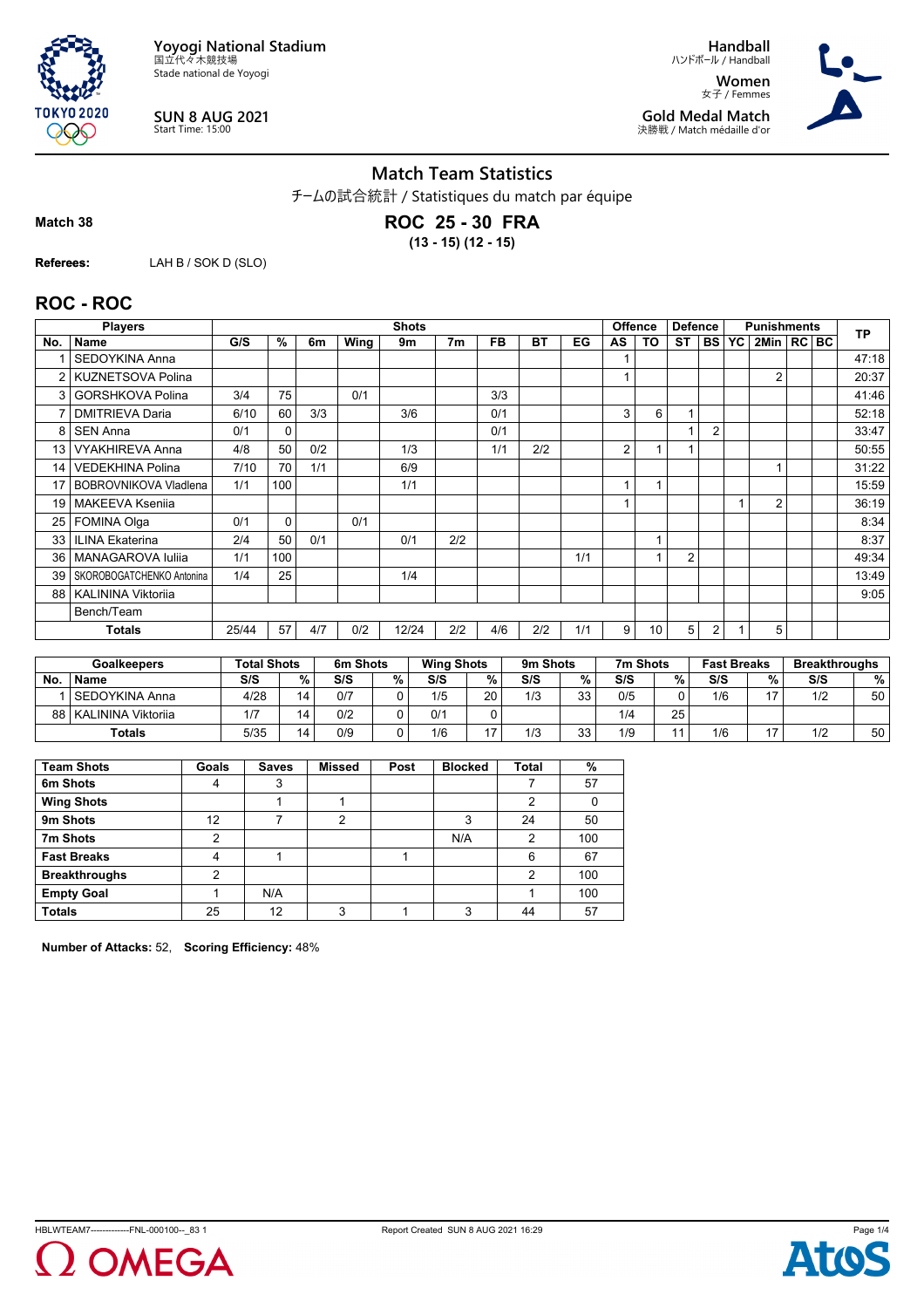Yoyogi National Stadium
国立代々木競技場
Stade national de Yoyogi

SUN 8 AUG 2021
Start Time: 15:00

Handball
ハンドボール / Handball
Women
女子 / Femmes
Gold Medal Match
決勝戦 / Match médaille d'or

## Match Team Statistics

チームの試合統計 / Statistiques du match par équipe

**Match 38**

**ROC 25 - 30 FRA**
**(13 - 15) (12 - 15)**

**Referees:** LAH B / SOK D (SLO)

### ROC - ROC

| Players | | Shots | | | | | | | | | Offence | | Defence | | Punishments | | | | TP |
|---|---|---|---|---|---|---|---|---|---|---|---|---|---|---|---|---|---|---|---|
| No. | Name | G/S | % | 6m | Wing | 9m | 7m | FB | BT | EG | AS | TO | ST | BS | YC | 2Min | RC | BC | |
| 1 | SEDOYKINA Anna | | | | | | | | | | 1 | | | | | | | | 47:18 |
| 2 | KUZNETSOVA Polina | | | | | | | | | | 1 | | | | | 2 | | | 20:37 |
| 3 | GORSHKOVA Polina | 3/4 | 75 | | 0/1 | | | 3/3 | | | | | | | | | | | 41:46 |
| 7 | DMITRIEVA Daria | 6/10 | 60 | 3/3 | | 3/6 | | 0/1 | | | 3 | 6 | 1 | | | | | | 52:18 |
| 8 | SEN Anna | 0/1 | 0 | | | | | 0/1 | | | | | 1 | 2 | | | | | 33:47 |
| 13 | VYAKHIREVA Anna | 4/8 | 50 | 0/2 | | 1/3 | | 1/1 | 2/2 | | 2 | 1 | 1 | | | | | | 50:55 |
| 14 | VEDEKHINA Polina | 7/10 | 70 | 1/1 | | 6/9 | | | | | | | | | | 1 | | | 31:22 |
| 17 | BOBROVNIKOVA Vladlena | 1/1 | 100 | | | 1/1 | | | | | 1 | 1 | | | | | | | 15:59 |
| 19 | MAKEEVA Kseniia | | | | | | | | | | 1 | | | | 1 | 2 | | | 36:19 |
| 25 | FOMINA Olga | 0/1 | 0 | | 0/1 | | | | | | | | | | | | | | 8:34 |
| 33 | ILINA Ekaterina | 2/4 | 50 | 0/1 | | 0/1 | 2/2 | | | | | 1 | | | | | | | 8:37 |
| 36 | MANAGAROVA Iuliia | 1/1 | 100 | | | | | | | 1/1 | | 1 | 2 | | | | | | 49:34 |
| 39 | SKOROBOGATCHENKO Antonina | 1/4 | 25 | | | 1/4 | | | | | | | | | | | | | 13:49 |
| 88 | KALININA Viktoriia | | | | | | | | | | | | | | | | | | 9:05 |
| | Bench/Team | | | | | | | | | | | | | | | | | | |
| | **Totals** | 25/44 | 57 | 4/7 | 0/2 | 12/24 | 2/2 | 4/6 | 2/2 | 1/1 | 9 | 10 | 5 | 2 | 1 | 5 | | | |

| Goalkeepers | | Total Shots | | 6m Shots | | Wing Shots | | 9m Shots | | 7m Shots | | Fast Breaks | | Breakthroughs | |
|---|---|---|---|---|---|---|---|---|---|---|---|---|---|---|---|
| No. | Name | S/S | % | S/S | % | S/S | % | S/S | % | S/S | % | S/S | % | S/S | % |
| 1 | SEDOYKINA Anna | 4/28 | 14 | 0/7 | 0 | 1/5 | 20 | 1/3 | 33 | 0/5 | 0 | 1/6 | 17 | 1/2 | 50 |
| 88 | KALININA Viktoriia | 1/7 | 14 | 0/2 | 0 | 0/1 | 0 | | | 1/4 | 25 | | | | |
| | **Totals** | 5/35 | 14 | 0/9 | 0 | 1/6 | 17 | 1/3 | 33 | 1/9 | 11 | 1/6 | 17 | 1/2 | 50 |

| Team Shots | Goals | Saves | Missed | Post | Blocked | Total | % |
|---|---|---|---|---|---|---|---|
| **6m Shots** | 4 | 3 | | | | 7 | 57 |
| **Wing Shots** | | 1 | 1 | | | 2 | 0 |
| **9m Shots** | 12 | 7 | 2 | | 3 | 24 | 50 |
| **7m Shots** | 2 | | | | N/A | 2 | 100 |
| **Fast Breaks** | 4 | 1 | | 1 | | 6 | 67 |
| **Breakthroughs** | 2 | | | | | 2 | 100 |
| **Empty Goal** | 1 | N/A | | | | 1 | 100 |
| **Totals** | 25 | 12 | 3 | 1 | 3 | 44 | 57 |

**Number of Attacks:** 52, **Scoring Efficiency:** 48%

HBLWTEAM7--------------FNL-000100--_83 1 Report Created SUN 8 AUG 2021 16:29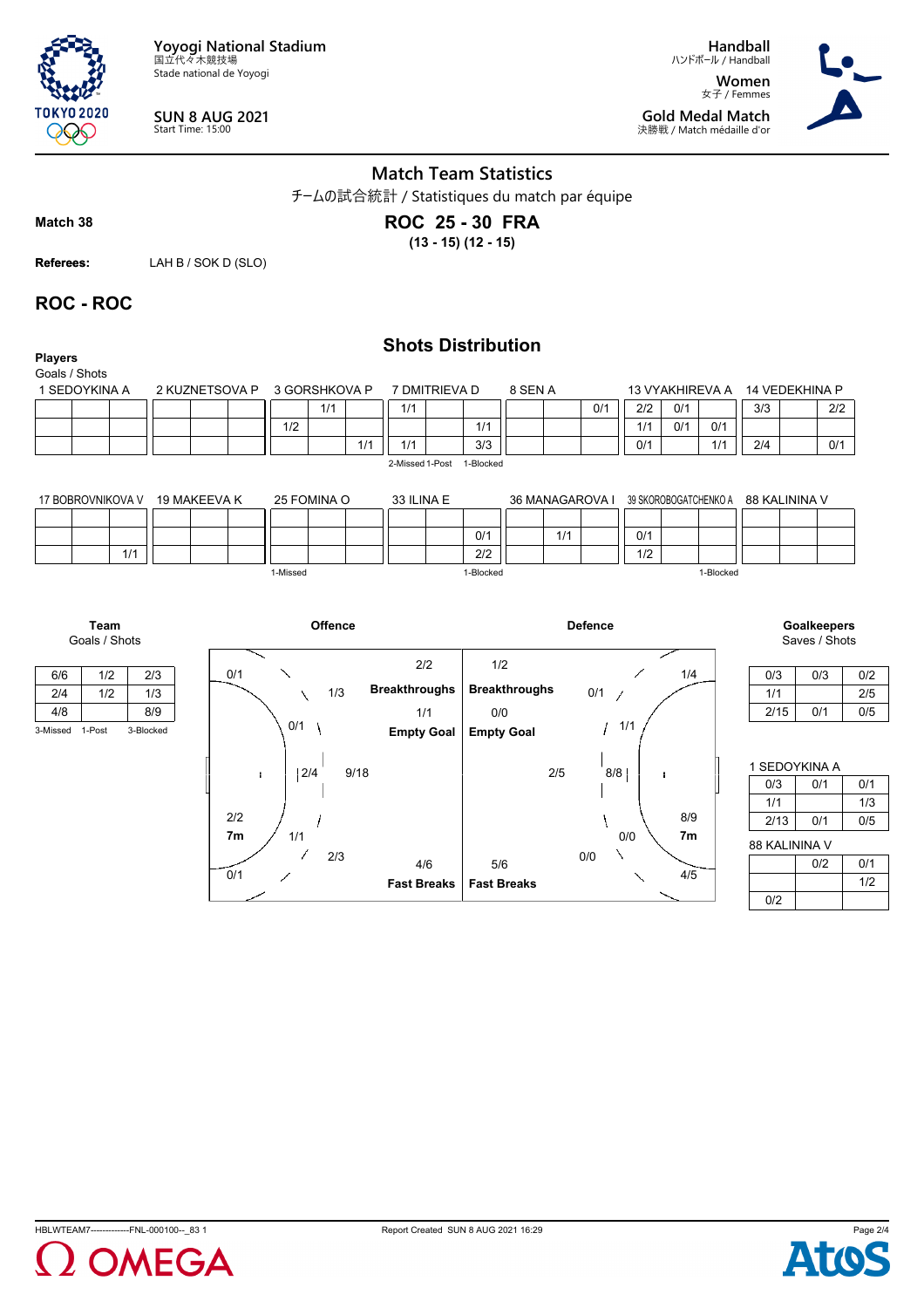Yoyogi National Stadium
国立代々木競技場
Stade national de Yoyogi

**SUN 8 AUG 2021**
Start Time: 15:00

**Handball**
ハンドボール / Handball

**Women**
女子 / Femmes

**Gold Medal Match**
決勝戦 / Match médaille d'or

## Match Team Statistics

チームの試合統計 / Statistiques du match par équipe

**Match 38**

### ROC 25 - 30 FRA

**(13 - 15) (12 - 15)**

**Referees:** LAH B / SOK D (SLO)

## ROC - ROC

### Shots Distribution

**Players**
Goals / Shots

**1 SEDOYKINA A**

| | | |
|---|---|---|
| | | |
| | | |
| | | |

**2 KUZNETSOVA P**

| | | |
|---|---|---|
| | | |
| | | |
| | | |

**3 GORSHKOVA P**

| | | |
|---|---|---|
| | 1/1 | |
| 1/2 | | |
| | | 1/1 |

**7 DMITRIEVA D**

| | | |
|---|---|---|
| 1/1 | | |
| | | 1/1 |
| 1/1 | | 3/3 |

2-Missed 1-Post 1-Blocked

**8 SEN A**

| | | |
|---|---|---|
| | | 0/1 |
| | | |
| | | |

**13 VYAKHIREVA A**

| | | |
|---|---|---|
| 2/2 | 0/1 | |
| 1/1 | 0/1 | 0/1 |
| 0/1 | | 1/1 |

**14 VEDEKHINA P**

| | | |
|---|---|---|
| 3/3 | | 2/2 |
| | | |
| 2/4 | | 0/1 |

**17 BOBROVNIKOVA V**

| | | |
|---|---|---|
| | | |
| | | |
| | | 1/1 |

**19 MAKEEVA K**

| | | |
|---|---|---|
| | | |
| | | |
| | | |

**25 FOMINA O**

| | | |
|---|---|---|
| | | |
| | | |
| | | |

1-Missed

**33 ILINA E**

| | | |
|---|---|---|
| | | |
| | | 0/1 |
| | | 2/2 |

1-Blocked

**36 MANAGAROVA I**

| | | |
|---|---|---|
| | | |
| | 1/1 | |
| | | |

**39 SKOROBOGATCHENKO A**

| | | |
|---|---|---|
| | | |
| 0/1 | | |
| 1/2 | | |

1-Blocked

**88 KALININA V**

| | | |
|---|---|---|
| | | |
| | | |
| | | |

**Team**
Goals / Shots

| | | |
|---|---|---|
| 6/6 | 1/2 | 2/3 |
| 2/4 | 1/2 | 1/3 |
| 4/8 | | 8/9 |

3-Missed 1-Post 3-Blocked

**Offence**

| Zone | Goals / Shots |
|---|---|
| Left wing | 0/1 |
| Left back (upper) | 1/3 |
| Left 6m | 0/1 |
| Centre 6m | 2/4 |
| Centre 9m | 9/18 |
| 7m | 2/2 |
| Right 6m | 1/1 |
| Right back (lower) | 2/3 |
| Right wing | 0/1 |
| Breakthroughs | 2/2 |
| Empty Goal | 1/1 |
| Fast Breaks | 4/6 |

**Defence**

| Zone | Goals / Shots |
|---|---|
| Breakthroughs | 1/2 |
| Empty Goal | 0/0 |
| Fast Breaks | 5/6 |
| Centre 9m | 2/5 |
| Centre 6m | 8/8 |
| Upper wing | 1/4 |
| Upper back | 0/1 |
| Upper 6m | 1/1 |
| 7m | 8/9 |
| Lower 6m | 0/0 |
| Lower back | 0/0 |
| Lower wing | 4/5 |

**Goalkeepers**
Saves / Shots

| | | |
|---|---|---|
| 0/3 | 0/3 | 0/2 |
| 1/1 | | 2/5 |
| 2/15 | 0/1 | 0/5 |

**1 SEDOYKINA A**

| | | |
|---|---|---|
| 0/3 | 0/1 | 0/1 |
| 1/1 | | 1/3 |
| 2/13 | 0/1 | 0/5 |

**88 KALININA V**

| | | |
|---|---|---|
| | 0/2 | 0/1 |
| | | 1/2 |
| 0/2 | | |

HBLWTEAM7-------------FNL-000100--_83 1 Report Created SUN 8 AUG 2021 16:29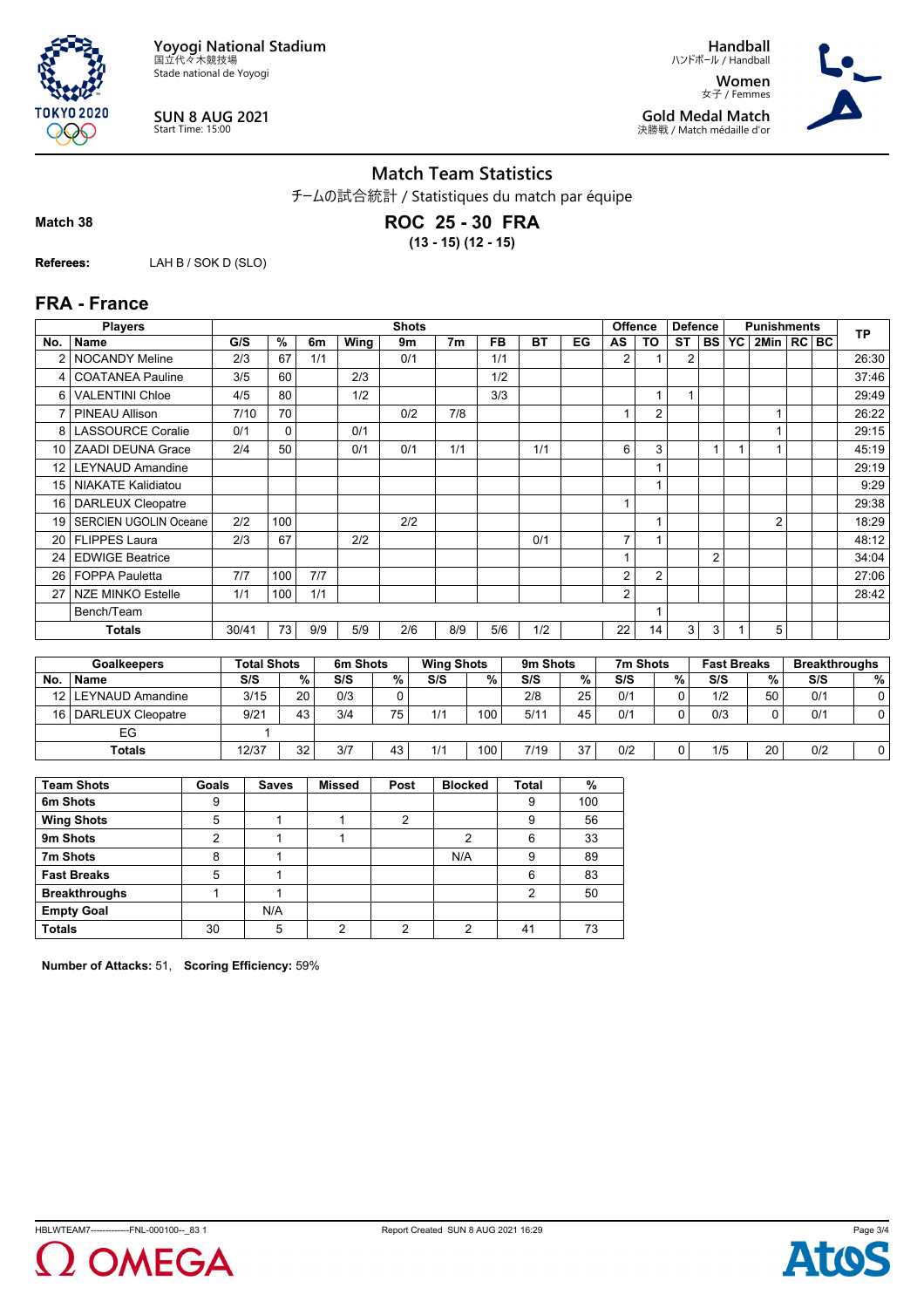Yoyogi National Stadium
国立代々木競技場
Stade national de Yoyogi

SUN 8 AUG 2021
Start Time: 15:00

Handball
ハンドボール / Handball
Women
女子 / Femmes
Gold Medal Match
決勝戦 / Match médaille d'or

## Match Team Statistics

チームの試合統計 / Statistiques du match par équipe

**Match 38**

**ROC 25 - 30 FRA**
**(13 - 15) (12 - 15)**

**Referees:** LAH B / SOK D (SLO)

## FRA - France

| Players | | Shots | | | | | | | | | Offence | | Defence | | Punishments | | | | TP |
|---|---|---|---|---|---|---|---|---|---|---|---|---|---|---|---|---|---|---|---|
| No. | Name | G/S | % | 6m | Wing | 9m | 7m | FB | BT | EG | AS | TO | ST | BS | YC | 2Min | RC | BC | |
| 2 | NOCANDY Meline | 2/3 | 67 | 1/1 | | 0/1 | | 1/1 | | | 2 | 1 | 2 | | | | | | 26:30 |
| 4 | COATANEA Pauline | 3/5 | 60 | | 2/3 | | | 1/2 | | | | | | | | | | | 37:46 |
| 6 | VALENTINI Chloe | 4/5 | 80 | | 1/2 | | | 3/3 | | | | 1 | 1 | | | | | | 29:49 |
| 7 | PINEAU Allison | 7/10 | 70 | | | 0/2 | 7/8 | | | | 1 | 2 | | | | 1 | | | 26:22 |
| 8 | LASSOURCE Coralie | 0/1 | 0 | | 0/1 | | | | | | | | | | | 1 | | | 29:15 |
| 10 | ZAADI DEUNA Grace | 2/4 | 50 | | 0/1 | 0/1 | 1/1 | | 1/1 | | 6 | 3 | | 1 | 1 | 1 | | | 45:19 |
| 12 | LEYNAUD Amandine | | | | | | | | | | | 1 | | | | | | | 29:19 |
| 15 | NIAKATE Kalidiatou | | | | | | | | | | | 1 | | | | | | | 9:29 |
| 16 | DARLEUX Cleopatre | | | | | | | | | | 1 | | | | | | | | 29:38 |
| 19 | SERCIEN UGOLIN Oceane | 2/2 | 100 | | | 2/2 | | | | | | 1 | | | | 2 | | | 18:29 |
| 20 | FLIPPES Laura | 2/3 | 67 | | 2/2 | | | | 0/1 | | 7 | 1 | | | | | | | 48:12 |
| 24 | EDWIGE Beatrice | | | | | | | | | | 1 | | | 2 | | | | | 34:04 |
| 26 | FOPPA Pauletta | 7/7 | 100 | 7/7 | | | | | | | 2 | 2 | | | | | | | 27:06 |
| 27 | NZE MINKO Estelle | 1/1 | 100 | 1/1 | | | | | | | 2 | | | | | | | | 28:42 |
| | Bench/Team | | | | | | | | | | | 1 | | | | | | | |
| | **Totals** | 30/41 | 73 | 9/9 | 5/9 | 2/6 | 8/9 | 5/6 | 1/2 | | 22 | 14 | 3 | 3 | 1 | 5 | | | |

| Goalkeepers | | Total Shots | | 6m Shots | | Wing Shots | | 9m Shots | | 7m Shots | | Fast Breaks | | Breakthroughs | |
|---|---|---|---|---|---|---|---|---|---|---|---|---|---|---|---|
| No. | Name | S/S | % | S/S | % | S/S | % | S/S | % | S/S | % | S/S | % | S/S | % |
| 12 | LEYNAUD Amandine | 3/15 | 20 | 0/3 | 0 | | | 2/8 | 25 | 0/1 | 0 | 1/2 | 50 | 0/1 | 0 |
| 16 | DARLEUX Cleopatre | 9/21 | 43 | 3/4 | 75 | 1/1 | 100 | 5/11 | 45 | 0/1 | 0 | 0/3 | 0 | 0/1 | 0 |
| | EG | 1 | | | | | | | | | | | | | |
| | **Totals** | 12/37 | 32 | 3/7 | 43 | 1/1 | 100 | 7/19 | 37 | 0/2 | 0 | 1/5 | 20 | 0/2 | 0 |

| Team Shots | Goals | Saves | Missed | Post | Blocked | Total | % |
|---|---|---|---|---|---|---|---|
| **6m Shots** | 9 | | | | | 9 | 100 |
| **Wing Shots** | 5 | 1 | 1 | 2 | | 9 | 56 |
| **9m Shots** | 2 | 1 | 1 | | 2 | 6 | 33 |
| **7m Shots** | 8 | 1 | | | N/A | 9 | 89 |
| **Fast Breaks** | 5 | 1 | | | | 6 | 83 |
| **Breakthroughs** | 1 | 1 | | | | 2 | 50 |
| **Empty Goal** | | N/A | | | | | |
| **Totals** | 30 | 5 | 2 | 2 | 2 | 41 | 73 |

**Number of Attacks:** 51, **Scoring Efficiency:** 59%

HBLWTEAM7-------------FNL-000100--_83 1 Report Created SUN 8 AUG 2021 16:29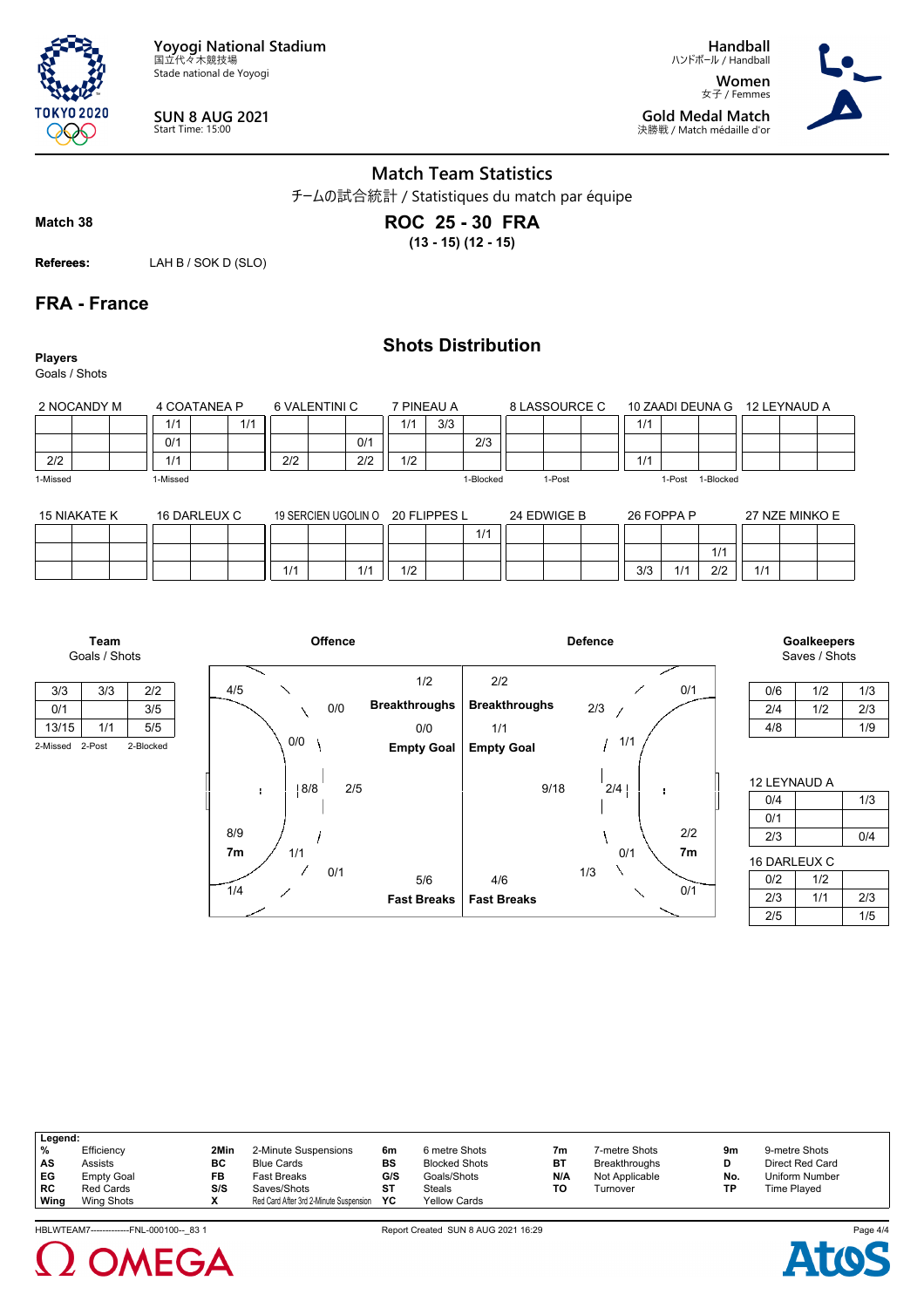Yoyogi National Stadium
国立代々木競技場
Stade national de Yoyogi

SUN 8 AUG 2021
Start Time: 15:00

Handball
ハンドボール / Handball

Women
女子 / Femmes

Gold Medal Match
決勝戦 / Match médaille d'or

# Match Team Statistics

チームの試合統計 / Statistiques du match par équipe

**Match 38**

## ROC 25 - 30 FRA

**(13 - 15) (12 - 15)**

**Referees:** LAH B / SOK D (SLO)

## FRA - France

### Shots Distribution

**Players**
Goals / Shots

**2 NOCANDY M**

| | | |
|---|---|---|
| | | |
| | | |
| 2/2 | | |

1-Missed

**4 COATANEA P**

| | | |
|---|---|---|
| 1/1 | | 1/1 |
| 0/1 | | |
| 1/1 | | |

1-Missed

**6 VALENTINI C**

| | | |
|---|---|---|
| | | |
| | | 0/1 |
| 2/2 | | 2/2 |

**7 PINEAU A**

| | | |
|---|---|---|
| 1/1 | 3/3 | |
| | | 2/3 |
| 1/2 | | |

1-Blocked

**8 LASSOURCE C**

| | | |
|---|---|---|
| | | |
| | | |
| | | |

1-Post

**10 ZAADI DEUNA G**

| | | |
|---|---|---|
| 1/1 | | |
| | | |
| 1/1 | | |

1-Post 1-Blocked

**12 LEYNAUD A**

| | | |
|---|---|---|
| | | |
| | | |
| | | |

**15 NIAKATE K**

| | | |
|---|---|---|
| | | |
| | | |
| | | |

**16 DARLEUX C**

| | | |
|---|---|---|
| | | |
| | | |
| | | |

**19 SERCIEN UGOLIN O**

| | | |
|---|---|---|
| | | |
| | | |
| 1/1 | | 1/1 |

**20 FLIPPES L**

| | | |
|---|---|---|
| | | 1/1 |
| | | |
| 1/2 | | |

**24 EDWIGE B**

| | | |
|---|---|---|
| | | |
| | | |
| | | |

**26 FOPPA P**

| | | |
|---|---|---|
| | | |
| | | 1/1 |
| 3/3 | 1/1 | 2/2 |

**27 NZE MINKO E**

| | | |
|---|---|---|
| | | |
| | | |
| 1/1 | | |

**Team**
Goals / Shots

| | | |
|---|---|---|
| 3/3 | 3/3 | 2/2 |
| 0/1 | | 3/5 |
| 13/15 | 1/1 | 5/5 |

2-Missed 2-Post 2-Blocked

**Offence**

4/5
0/0
1/2
**Breakthroughs**
0/0
**Empty Goal**
0/0
8/8
2/5
8/9
**7m**
1/1
0/1
1/4
5/6
**Fast Breaks**

**Defence**

2/2
**Breakthroughs**
1/1
**Empty Goal**
2/3
0/1
1/1
9/18
2/4
2/2
**7m**
0/1
1/3
4/6
**Fast Breaks**
0/1

**Goalkeepers**
Saves / Shots

| | | |
|---|---|---|
| 0/6 | 1/2 | 1/3 |
| 2/4 | 1/2 | 2/3 |
| 4/8 | | 1/9 |

**12 LEYNAUD A**

| | | |
|---|---|---|
| 0/4 | | 1/3 |
| 0/1 | | |
| 2/3 | | 0/4 |

**16 DARLEUX C**

| | | |
|---|---|---|
| 0/2 | 1/2 | |
| 2/3 | 1/1 | 2/3 |
| 2/5 | | 1/5 |

**Legend:**

| | | | | | | | | | |
|---|---|---|---|---|---|---|---|---|---|
| **%** | Efficiency | **2Min** | 2-Minute Suspensions | **6m** | 6 metre Shots | **7m** | 7-metre Shots | **9m** | 9-metre Shots |
| **AS** | Assists | **BC** | Blue Cards | **BS** | Blocked Shots | **BT** | Breakthroughs | **D** | Direct Red Card |
| **EG** | Empty Goal | **FB** | Fast Breaks | **G/S** | Goals/Shots | **N/A** | Not Applicable | **No.** | Uniform Number |
| **RC** | Red Cards | **S/S** | Saves/Shots | **ST** | Steals | **TO** | Turnover | **TP** | Time Played |
| **Wing** | Wing Shots | **X** | Red Card After 3rd 2-Minute Suspension | **YC** | Yellow Cards | | | | |

HBLWTEAM7-------------FNL-000100--_83 1 Report Created SUN 8 AUG 2021 16:29